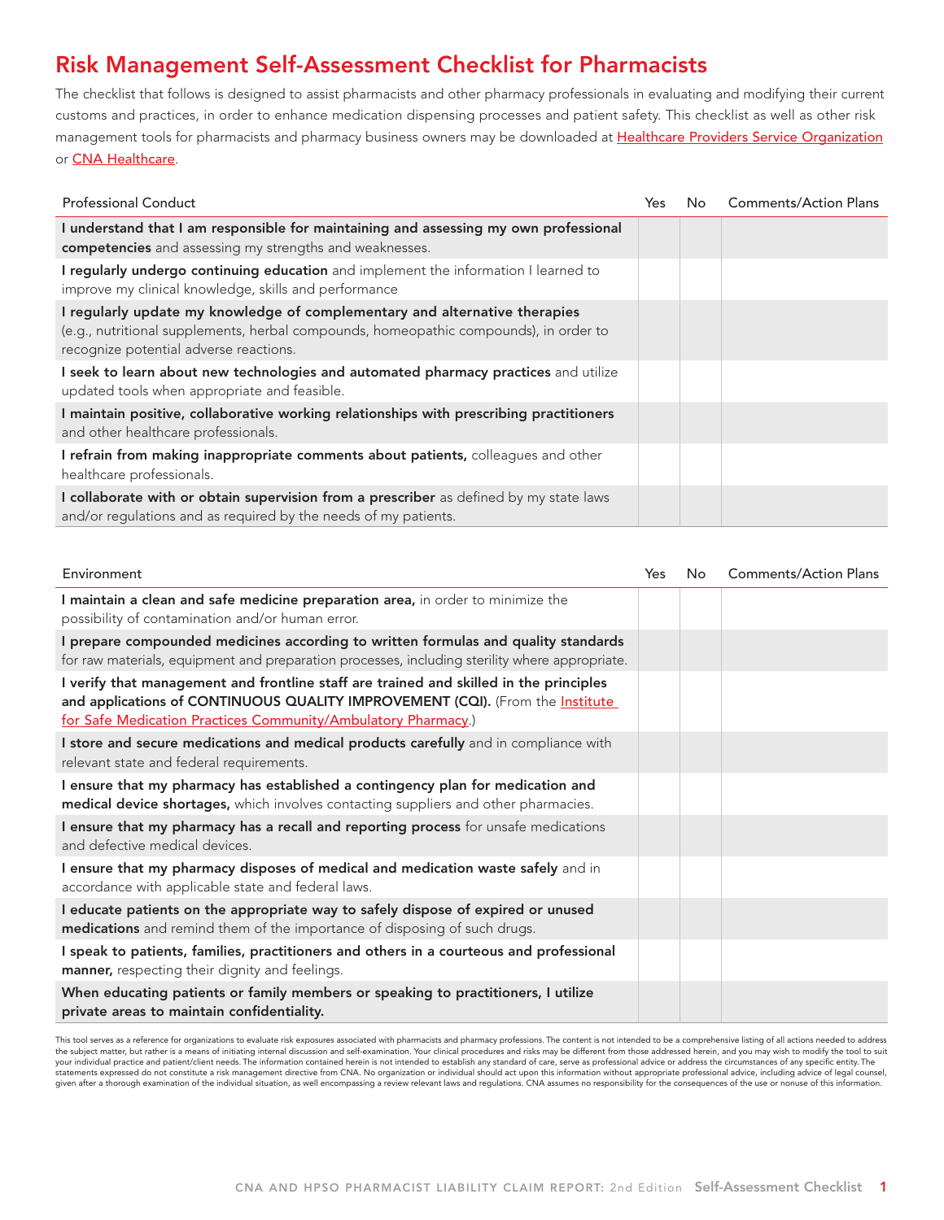# Risk Management Self-Assessment Checklist for Pharmacists

The checklist that follows is designed to assist pharmacists and other pharmacy professionals in evaluating and modifying their current customs and practices, in order to enhance medication dispensing processes and patient safety. This checklist as well as other risk management tools for pharmacists and pharmacy business owners may be downloaded at Healthcare Providers Service Organization or CNA Healthcare.

| Professional Conduct | Yes | No | Comments/Action Plans |
|---|---|---|---|
| **I understand that I am responsible for maintaining and assessing my own professional competencies** and assessing my strengths and weaknesses. | | | |
| **I regularly undergo continuing education** and implement the information I learned to improve my clinical knowledge, skills and performance | | | |
| **I regularly update my knowledge of complementary and alternative therapies** (e.g., nutritional supplements, herbal compounds, homeopathic compounds), in order to recognize potential adverse reactions. | | | |
| **I seek to learn about new technologies and automated pharmacy practices** and utilize updated tools when appropriate and feasible. | | | |
| **I maintain positive, collaborative working relationships with prescribing practitioners** and other healthcare professionals. | | | |
| **I refrain from making inappropriate comments about patients,** colleagues and other healthcare professionals. | | | |
| **I collaborate with or obtain supervision from a prescriber** as defined by my state laws and/or regulations and as required by the needs of my patients. | | | |

| Environment | Yes | No | Comments/Action Plans |
|---|---|---|---|
| **I maintain a clean and safe medicine preparation area,** in order to minimize the possibility of contamination and/or human error. | | | |
| **I prepare compounded medicines according to written formulas and quality standards** for raw materials, equipment and preparation processes, including sterility where appropriate. | | | |
| **I verify that management and frontline staff are trained and skilled in the principles and applications of CONTINUOUS QUALITY IMPROVEMENT (CQI).** (From the Institute for Safe Medication Practices Community/Ambulatory Pharmacy.) | | | |
| **I store and secure medications and medical products carefully** and in compliance with relevant state and federal requirements. | | | |
| **I ensure that my pharmacy has established a contingency plan for medication and medical device shortages,** which involves contacting suppliers and other pharmacies. | | | |
| **I ensure that my pharmacy has a recall and reporting process** for unsafe medications and defective medical devices. | | | |
| **I ensure that my pharmacy disposes of medical and medication waste safely** and in accordance with applicable state and federal laws. | | | |
| **I educate patients on the appropriate way to safely dispose of expired or unused medications** and remind them of the importance of disposing of such drugs. | | | |
| **I speak to patients, families, practitioners and others in a courteous and professional manner,** respecting their dignity and feelings. | | | |
| **When educating patients or family members or speaking to practitioners, I utilize private areas to maintain confidentiality.** | | | |

This tool serves as a reference for organizations to evaluate risk exposures associated with pharmacists and pharmacy professions. The content is not intended to be a comprehensive listing of all actions needed to address the subject matter, but rather is a means of initiating internal discussion and self-examination. Your clinical procedures and risks may be different from those addressed herein, and you may wish to modify the tool to suit your individual practice and patient/client needs. The information contained herein is not intended to establish any standard of care, serve as professional advice or address the circumstances of any specific entity. The statements expressed do not constitute a risk management directive from CNA. No organization or individual should act upon this information without appropriate professional advice, including advice of legal counsel, given after a thorough examination of the individual situation, as well encompassing a review relevant laws and regulations. CNA assumes no responsibility for the consequences of the use or nonuse of this information.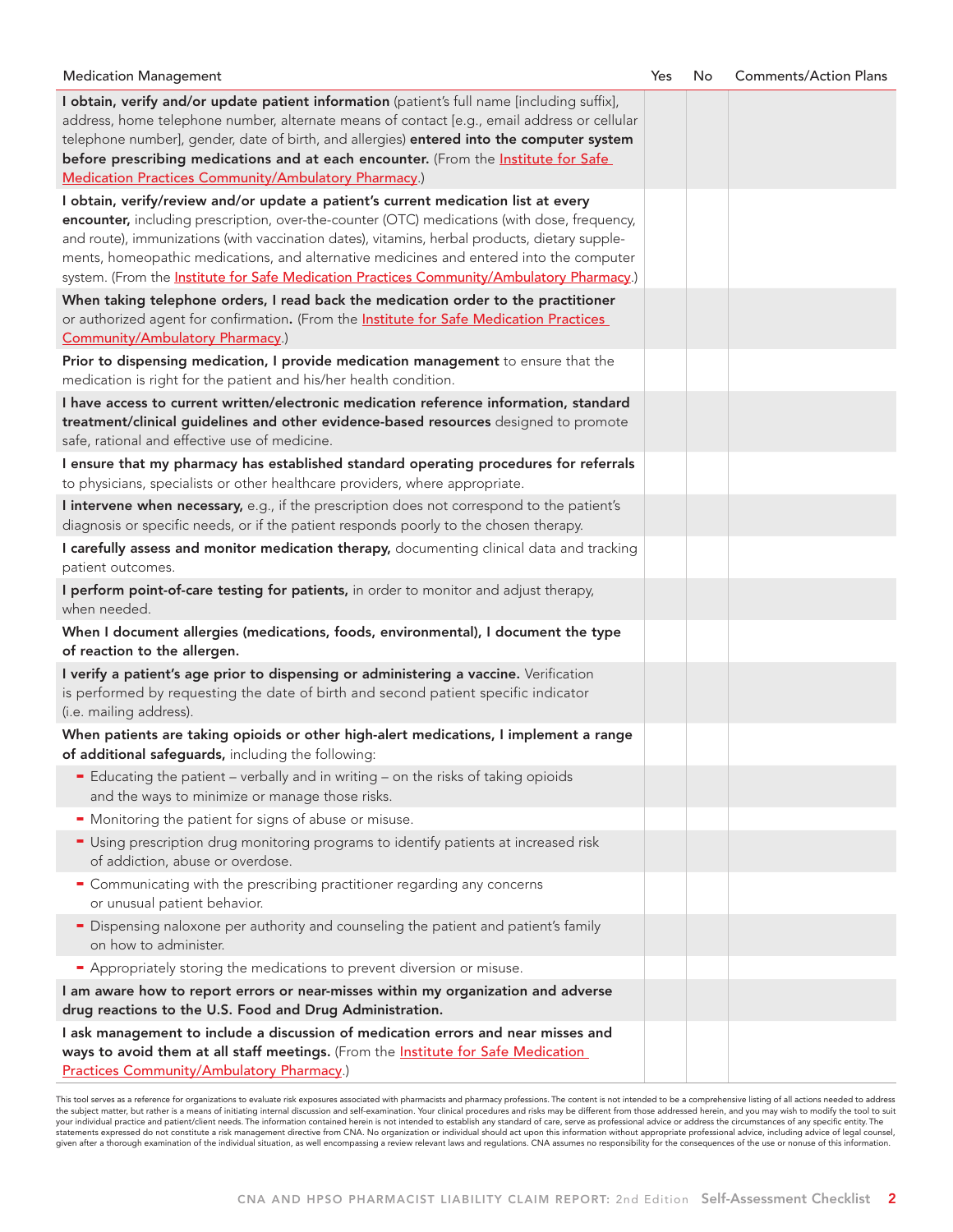| Medication Management | Yes | No | Comments/Action Plans |
|---|---|---|---|
| **I obtain, verify and/or update patient information** (patient's full name [including suffix], address, home telephone number, alternate means of contact [e.g., email address or cellular telephone number], gender, date of birth, and allergies) **entered into the computer system before prescribing medications and at each encounter.** (From the Institute for Safe Medication Practices Community/Ambulatory Pharmacy.) | | | |
| **I obtain, verify/review and/or update a patient's current medication list at every encounter,** including prescription, over-the-counter (OTC) medications (with dose, frequency, and route), immunizations (with vaccination dates), vitamins, herbal products, dietary supplements, homeopathic medications, and alternative medicines and entered into the computer system. (From the Institute for Safe Medication Practices Community/Ambulatory Pharmacy.) | | | |
| **When taking telephone orders, I read back the medication order to the practitioner** or authorized agent for confirmation**.** (From the Institute for Safe Medication Practices Community/Ambulatory Pharmacy.) | | | |
| **Prior to dispensing medication, I provide medication management** to ensure that the medication is right for the patient and his/her health condition. | | | |
| **I have access to current written/electronic medication reference information, standard treatment/clinical guidelines and other evidence-based resources** designed to promote safe, rational and effective use of medicine. | | | |
| **I ensure that my pharmacy has established standard operating procedures for referrals** to physicians, specialists or other healthcare providers, where appropriate. | | | |
| **I intervene when necessary,** e.g., if the prescription does not correspond to the patient's diagnosis or specific needs, or if the patient responds poorly to the chosen therapy. | | | |
| **I carefully assess and monitor medication therapy,** documenting clinical data and tracking patient outcomes. | | | |
| **I perform point-of-care testing for patients,** in order to monitor and adjust therapy, when needed. | | | |
| **When I document allergies (medications, foods, environmental), I document the type of reaction to the allergen.** | | | |
| **I verify a patient's age prior to dispensing or administering a vaccine.** Verification is performed by requesting the date of birth and second patient specific indicator (i.e. mailing address). | | | |
| **When patients are taking opioids or other high-alert medications, I implement a range of additional safeguards,** including the following: | | | |
| - Educating the patient – verbally and in writing – on the risks of taking opioids and the ways to minimize or manage those risks. | | | |
| - Monitoring the patient for signs of abuse or misuse. | | | |
| - Using prescription drug monitoring programs to identify patients at increased risk of addiction, abuse or overdose. | | | |
| - Communicating with the prescribing practitioner regarding any concerns or unusual patient behavior. | | | |
| - Dispensing naloxone per authority and counseling the patient and patient's family on how to administer. | | | |
| - Appropriately storing the medications to prevent diversion or misuse. | | | |
| **I am aware how to report errors or near-misses within my organization and adverse drug reactions to the U.S. Food and Drug Administration.** | | | |
| **I ask management to include a discussion of medication errors and near misses and ways to avoid them at all staff meetings.** (From the Institute for Safe Medication Practices Community/Ambulatory Pharmacy.) | | | |

This tool serves as a reference for organizations to evaluate risk exposures associated with pharmacists and pharmacy professions. The content is not intended to be a comprehensive listing of all actions needed to address the subject matter, but rather is a means of initiating internal discussion and self-examination. Your clinical procedures and risks may be different from those addressed herein, and you may wish to modify the tool to suit your individual practice and patient/client needs. The information contained herein is not intended to establish any standard of care, serve as professional advice or address the circumstances of any specific entity. The statements expressed do not constitute a risk management directive from CNA. No organization or individual should act upon this information without appropriate professional advice, including advice of legal counsel, given after a thorough examination of the individual situation, as well encompassing a review relevant laws and regulations. CNA assumes no responsibility for the consequences of the use or nonuse of this information.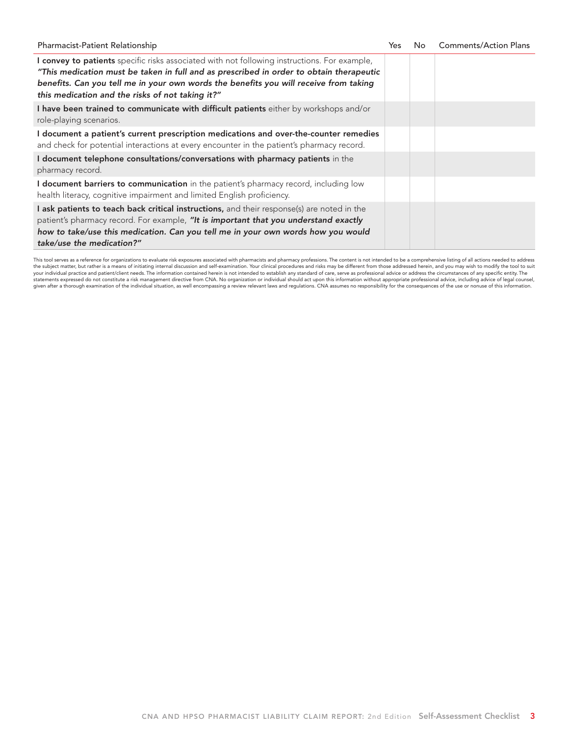| Pharmacist-Patient Relationship | Yes | No | Comments/Action Plans |
|---|---|---|---|
| **I convey to patients** specific risks associated with not following instructions. For example, ***"This medication must be taken in full and as prescribed in order to obtain therapeutic benefits. Can you tell me in your own words the benefits you will receive from taking this medication and the risks of not taking it?"*** | | | |
| **I have been trained to communicate with difficult patients** either by workshops and/or role-playing scenarios. | | | |
| **I document a patient's current prescription medications and over-the-counter remedies** and check for potential interactions at every encounter in the patient's pharmacy record. | | | |
| **I document telephone consultations/conversations with pharmacy patients** in the pharmacy record. | | | |
| **I document barriers to communication** in the patient's pharmacy record, including low health literacy, cognitive impairment and limited English proficiency. | | | |
| **I ask patients to teach back critical instructions,** and their response(s) are noted in the patient's pharmacy record. For example, ***"It is important that you understand exactly how to take/use this medication. Can you tell me in your own words how you would take/use the medication?"*** | | | |

This tool serves as a reference for organizations to evaluate risk exposures associated with pharmacists and pharmacy professions. The content is not intended to be a comprehensive listing of all actions needed to address the subject matter, but rather is a means of initiating internal discussion and self-examination. Your clinical procedures and risks may be different from those addressed herein, and you may wish to modify the tool to suit your individual practice and patient/client needs. The information contained herein is not intended to establish any standard of care, serve as professional advice or address the circumstances of any specific entity. The statements expressed do not constitute a risk management directive from CNA. No organization or individual should act upon this information without appropriate professional advice, including advice of legal counsel, given after a thorough examination of the individual situation, as well encompassing a review relevant laws and regulations. CNA assumes no responsibility for the consequences of the use or nonuse of this information.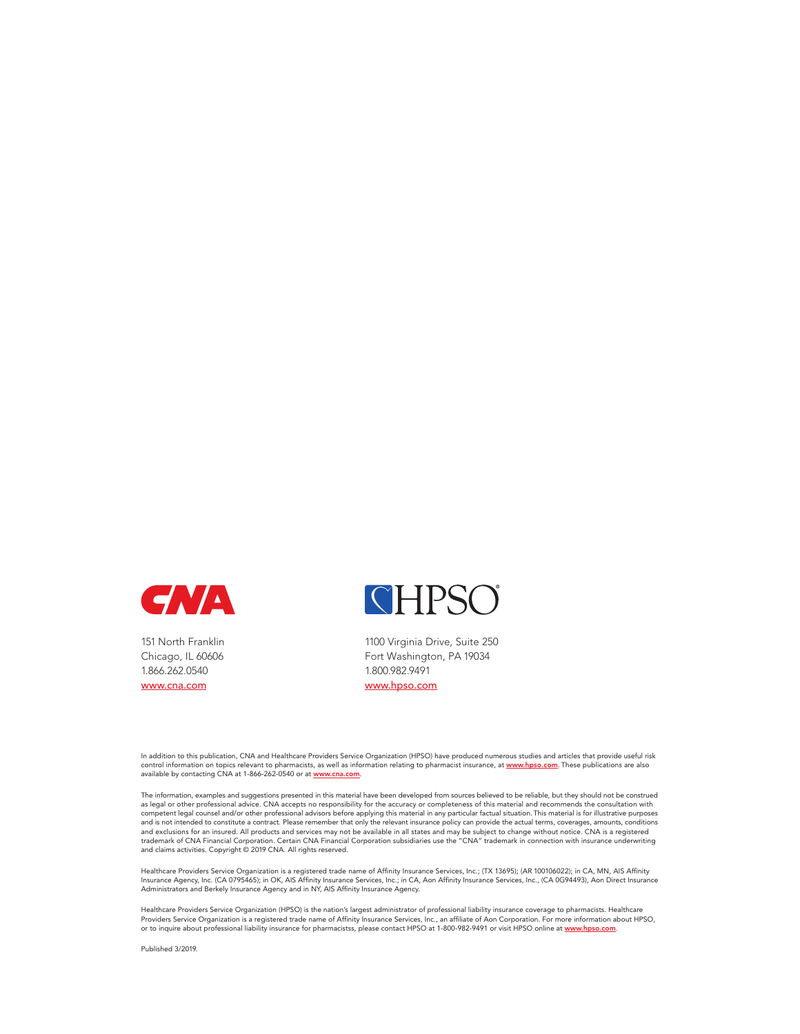CNA

151 North Franklin
Chicago, IL 60606
1.866.262.0540
www.cna.com

HPSO®

1100 Virginia Drive, Suite 250
Fort Washington, PA 19034
1.800.982.9491
www.hpso.com

In addition to this publication, CNA and Healthcare Providers Service Organization (HPSO) have produced numerous studies and articles that provide useful risk control information on topics relevant to pharmacists, as well as information relating to pharmacist insurance, at **www.hpso.com**. These publications are also available by contacting CNA at 1-866-262-0540 or at **www.cna.com**.

The information, examples and suggestions presented in this material have been developed from sources believed to be reliable, but they should not be construed as legal or other professional advice. CNA accepts no responsibility for the accuracy or completeness of this material and recommends the consultation with competent legal counsel and/or other professional advisors before applying this material in any particular factual situation. This material is for illustrative purposes and is not intended to constitute a contract. Please remember that only the relevant insurance policy can provide the actual terms, coverages, amounts, conditions and exclusions for an insured. All products and services may not be available in all states and may be subject to change without notice. CNA is a registered trademark of CNA Financial Corporation. Certain CNA Financial Corporation subsidiaries use the "CNA" trademark in connection with insurance underwriting and claims activities. Copyright © 2019 CNA. All rights reserved.

Healthcare Providers Service Organization is a registered trade name of Affinity Insurance Services, Inc.; (TX 13695); (AR 100106022); in CA, MN, AIS Affinity Insurance Agency, Inc. (CA 0795465); in OK, AIS Affinity Insurance Services, Inc.; in CA, Aon Affinity Insurance Services, Inc., (CA 0G94493), Aon Direct Insurance Administrators and Berkely Insurance Agency and in NY, AIS Affinity Insurance Agency.

Healthcare Providers Service Organization (HPSO) is the nation's largest administrator of professional liability insurance coverage to pharmacists. Healthcare Providers Service Organization is a registered trade name of Affinity Insurance Services, Inc., an affiliate of Aon Corporation. For more information about HPSO, or to inquire about professional liability insurance for pharmacistss, please contact HPSO at 1-800-982-9491 or visit HPSO online at **www.hpso.com**.

Published 3/2019.